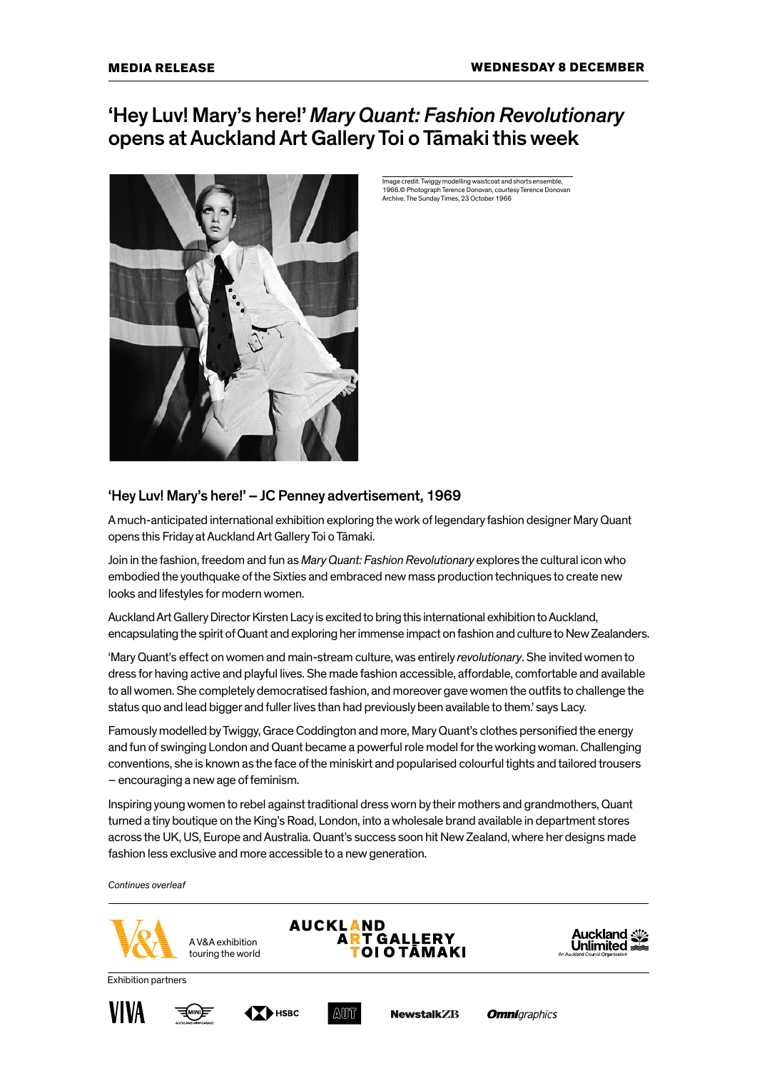**MEDIA RELEASE** **WEDNESDAY 8 DECEMBER**

# 'Hey Luv! Mary's here!' *Mary Quant: Fashion Revolutionary* opens at Auckland Art Gallery Toi o Tāmaki this week

Image credit: Twiggy modelling waistcoat and shorts ensemble, 1966.© Photograph Terence Donovan, courtesy Terence Donovan Archive. The Sunday Times, 23 October 1966

## 'Hey Luv! Mary's here!' – JC Penney advertisement, 1969

A much-anticipated international exhibition exploring the work of legendary fashion designer Mary Quant opens this Friday at Auckland Art Gallery Toi o Tāmaki.

Join in the fashion, freedom and fun as *Mary Quant: Fashion Revolutionary* explores the cultural icon who embodied the youthquake of the Sixties and embraced new mass production techniques to create new looks and lifestyles for modern women.

Auckland Art Gallery Director Kirsten Lacy is excited to bring this international exhibition to Auckland, encapsulating the spirit of Quant and exploring her immense impact on fashion and culture to New Zealanders.

'Mary Quant's effect on women and main-stream culture, was entirely *revolutionary*. She invited women to dress for having active and playful lives. She made fashion accessible, affordable, comfortable and available to all women. She completely democratised fashion, and moreover gave women the outfits to challenge the status quo and lead bigger and fuller lives than had previously been available to them.' says Lacy.

Famously modelled by Twiggy, Grace Coddington and more, Mary Quant's clothes personified the energy and fun of swinging London and Quant became a powerful role model for the working woman. Challenging conventions, she is known as the face of the miniskirt and popularised colourful tights and tailored trousers – encouraging a new age of feminism.

Inspiring young women to rebel against traditional dress worn by their mothers and grandmothers, Quant turned a tiny boutique on the King's Road, London, into a wholesale brand available in department stores across the UK, US, Europe and Australia. Quant's success soon hit New Zealand, where her designs made fashion less exclusive and more accessible to a new generation.

*Continues overleaf*

A V&A exhibition touring the world

Exhibition partners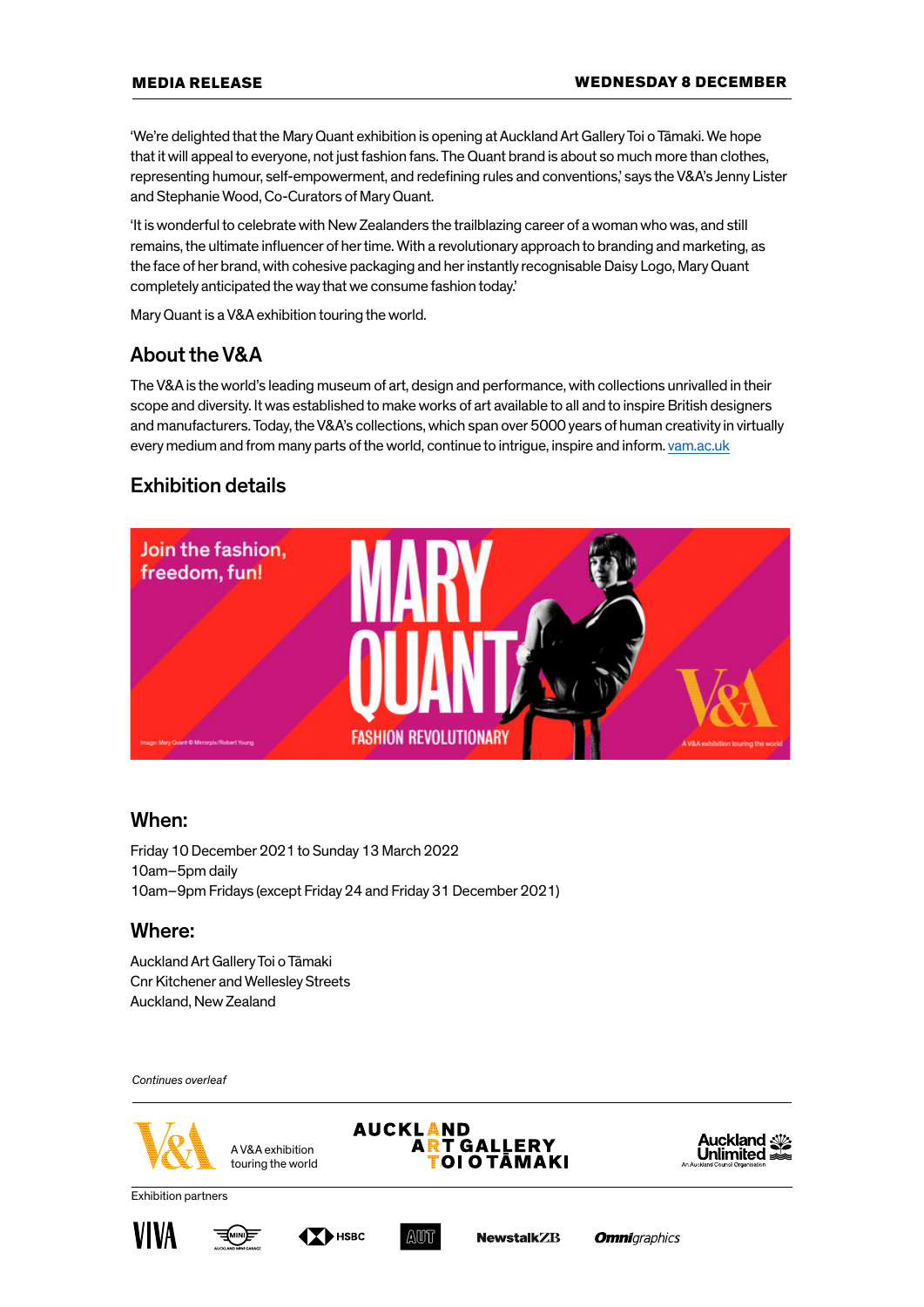'We're delighted that the Mary Quant exhibition is opening at Auckland Art Gallery Toi o Tāmaki. We hope that it will appeal to everyone, not just fashion fans. The Quant brand is about so much more than clothes, representing humour, self-empowerment, and redefining rules and conventions,' says the V&A's Jenny Lister and Stephanie Wood, Co-Curators of Mary Quant.

'It is wonderful to celebrate with New Zealanders the trailblazing career of a woman who was, and still remains, the ultimate influencer of her time. With a revolutionary approach to branding and marketing, as the face of her brand, with cohesive packaging and her instantly recognisable Daisy Logo, Mary Quant completely anticipated the way that we consume fashion today.'

Mary Quant is a V&A exhibition touring the world.

## About the V&A

The V&A is the world's leading museum of art, design and performance, with collections unrivalled in their scope and diversity. It was established to make works of art available to all and to inspire British designers and manufacturers. Today, the V&A's collections, which span over 5000 years of human creativity in virtually every medium and from many parts of the world, continue to intrigue, inspire and inform. [vam.ac.uk](vam.ac.uk)

## Exhibition details

### When:

Friday 10 December 2021 to Sunday 13 March 2022
10am–5pm daily
10am–9pm Fridays (except Friday 24 and Friday 31 December 2021)

### Where:

Auckland Art Gallery Toi o Tāmaki
Cnr Kitchener and Wellesley Streets
Auckland, New Zealand

*Continues overleaf*

A V&A exhibition touring the world

Exhibition partners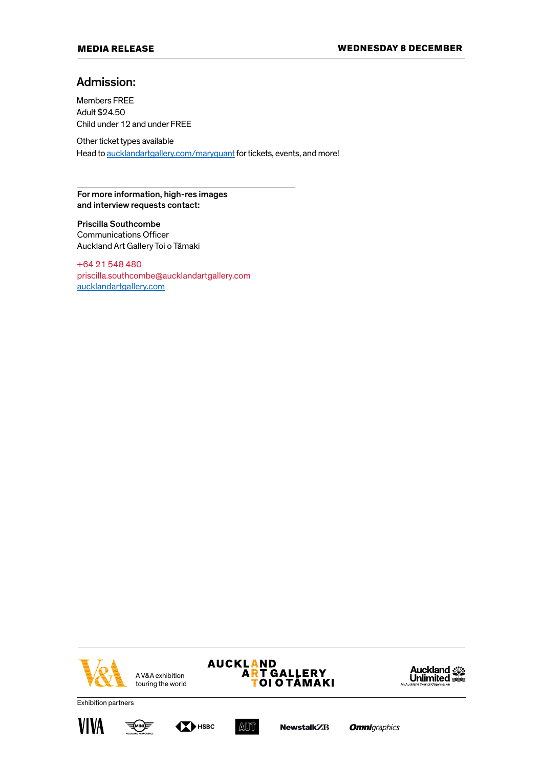## Admission:

Members FREE
Adult $24.50
Child under 12 and under FREE

Other ticket types available
Head to aucklandartgallery.com/maryquant for tickets, events, and more!

---

**For more information, high-res images and interview requests contact:**

**Priscilla Southcombe**
Communications Officer
Auckland Art Gallery Toi o Tāmaki

+64 21 548 480
priscilla.southcombe@aucklandartgallery.com
aucklandartgallery.com

A V&A exhibition touring the world

Exhibition partners